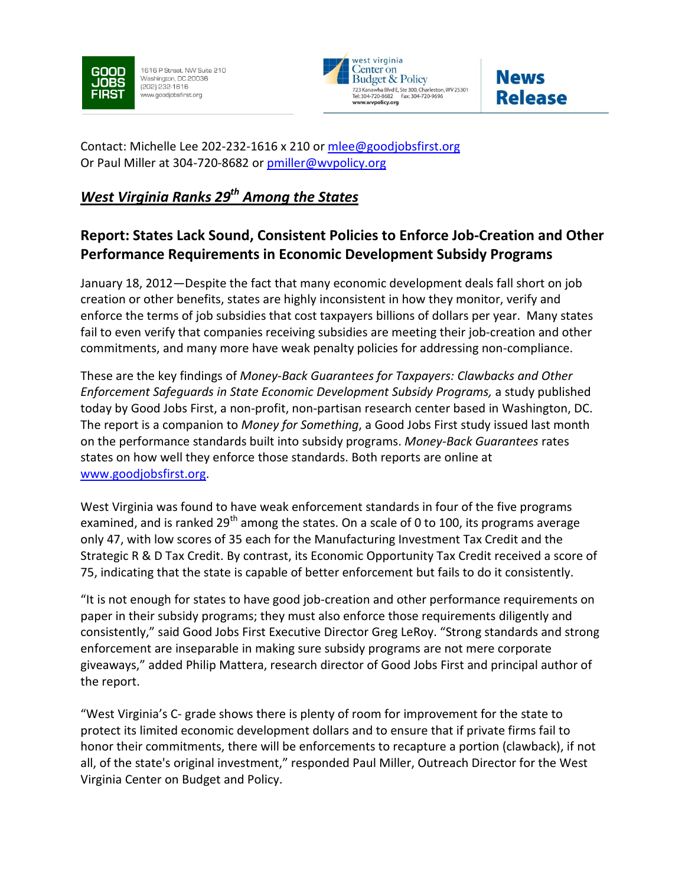GOOD JOBS FIRST
1616 P Street, NW Suite 210
Washington, DC 20036
(202) 232-1616
www.goodjobsfirst.org

west virginia Center on Budget & Policy
723 Kanawha Blvd E, Ste 300, Charleston, WV 25301
Tel: 304-720-8682 Fax: 304-720-9696
www.wvpolicy.org

**News Release**

Contact: Michelle Lee 202-232-1616 x 210 or mlee@goodjobsfirst.org
Or Paul Miller at 304-720-8682 or pmiller@wvpolicy.org

## *West Virginia Ranks 29th Among the States*

## Report: States Lack Sound, Consistent Policies to Enforce Job-Creation and Other Performance Requirements in Economic Development Subsidy Programs

January 18, 2012—Despite the fact that many economic development deals fall short on job creation or other benefits, states are highly inconsistent in how they monitor, verify and enforce the terms of job subsidies that cost taxpayers billions of dollars per year. Many states fail to even verify that companies receiving subsidies are meeting their job-creation and other commitments, and many more have weak penalty policies for addressing non-compliance.

These are the key findings of *Money-Back Guarantees for Taxpayers: Clawbacks and Other Enforcement Safeguards in State Economic Development Subsidy Programs,* a study published today by Good Jobs First, a non-profit, non-partisan research center based in Washington, DC. The report is a companion to *Money for Something*, a Good Jobs First study issued last month on the performance standards built into subsidy programs. *Money-Back Guarantees* rates states on how well they enforce those standards. Both reports are online at www.goodjobsfirst.org.

West Virginia was found to have weak enforcement standards in four of the five programs examined, and is ranked 29th among the states. On a scale of 0 to 100, its programs average only 47, with low scores of 35 each for the Manufacturing Investment Tax Credit and the Strategic R & D Tax Credit. By contrast, its Economic Opportunity Tax Credit received a score of 75, indicating that the state is capable of better enforcement but fails to do it consistently.

"It is not enough for states to have good job-creation and other performance requirements on paper in their subsidy programs; they must also enforce those requirements diligently and consistently," said Good Jobs First Executive Director Greg LeRoy. "Strong standards and strong enforcement are inseparable in making sure subsidy programs are not mere corporate giveaways," added Philip Mattera, research director of Good Jobs First and principal author of the report.

"West Virginia's C- grade shows there is plenty of room for improvement for the state to protect its limited economic development dollars and to ensure that if private firms fail to honor their commitments, there will be enforcements to recapture a portion (clawback), if not all, of the state's original investment," responded Paul Miller, Outreach Director for the West Virginia Center on Budget and Policy.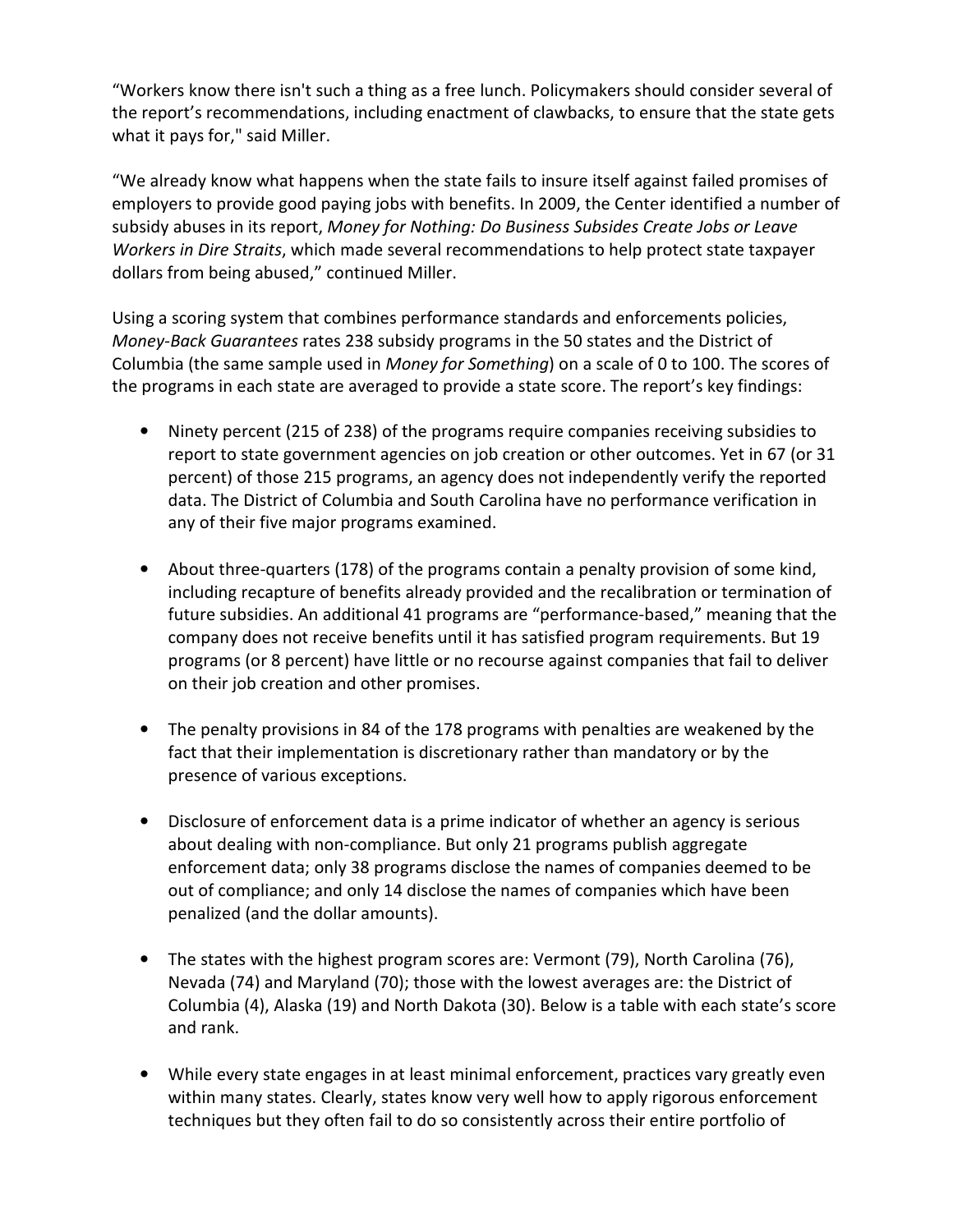"Workers know there isn't such a thing as a free lunch. Policymakers should consider several of the report's recommendations, including enactment of clawbacks, to ensure that the state gets what it pays for," said Miller.

"We already know what happens when the state fails to insure itself against failed promises of employers to provide good paying jobs with benefits. In 2009, the Center identified a number of subsidy abuses in its report, *Money for Nothing: Do Business Subsides Create Jobs or Leave Workers in Dire Straits*, which made several recommendations to help protect state taxpayer dollars from being abused," continued Miller.

Using a scoring system that combines performance standards and enforcements policies, *Money-Back Guarantees* rates 238 subsidy programs in the 50 states and the District of Columbia (the same sample used in *Money for Something*) on a scale of 0 to 100. The scores of the programs in each state are averaged to provide a state score. The report's key findings:

- Ninety percent (215 of 238) of the programs require companies receiving subsidies to report to state government agencies on job creation or other outcomes. Yet in 67 (or 31 percent) of those 215 programs, an agency does not independently verify the reported data. The District of Columbia and South Carolina have no performance verification in any of their five major programs examined.

- About three-quarters (178) of the programs contain a penalty provision of some kind, including recapture of benefits already provided and the recalibration or termination of future subsidies. An additional 41 programs are "performance-based," meaning that the company does not receive benefits until it has satisfied program requirements. But 19 programs (or 8 percent) have little or no recourse against companies that fail to deliver on their job creation and other promises.

- The penalty provisions in 84 of the 178 programs with penalties are weakened by the fact that their implementation is discretionary rather than mandatory or by the presence of various exceptions.

- Disclosure of enforcement data is a prime indicator of whether an agency is serious about dealing with non-compliance. But only 21 programs publish aggregate enforcement data; only 38 programs disclose the names of companies deemed to be out of compliance; and only 14 disclose the names of companies which have been penalized (and the dollar amounts).

- The states with the highest program scores are: Vermont (79), North Carolina (76), Nevada (74) and Maryland (70); those with the lowest averages are: the District of Columbia (4), Alaska (19) and North Dakota (30). Below is a table with each state's score and rank.

- While every state engages in at least minimal enforcement, practices vary greatly even within many states. Clearly, states know very well how to apply rigorous enforcement techniques but they often fail to do so consistently across their entire portfolio of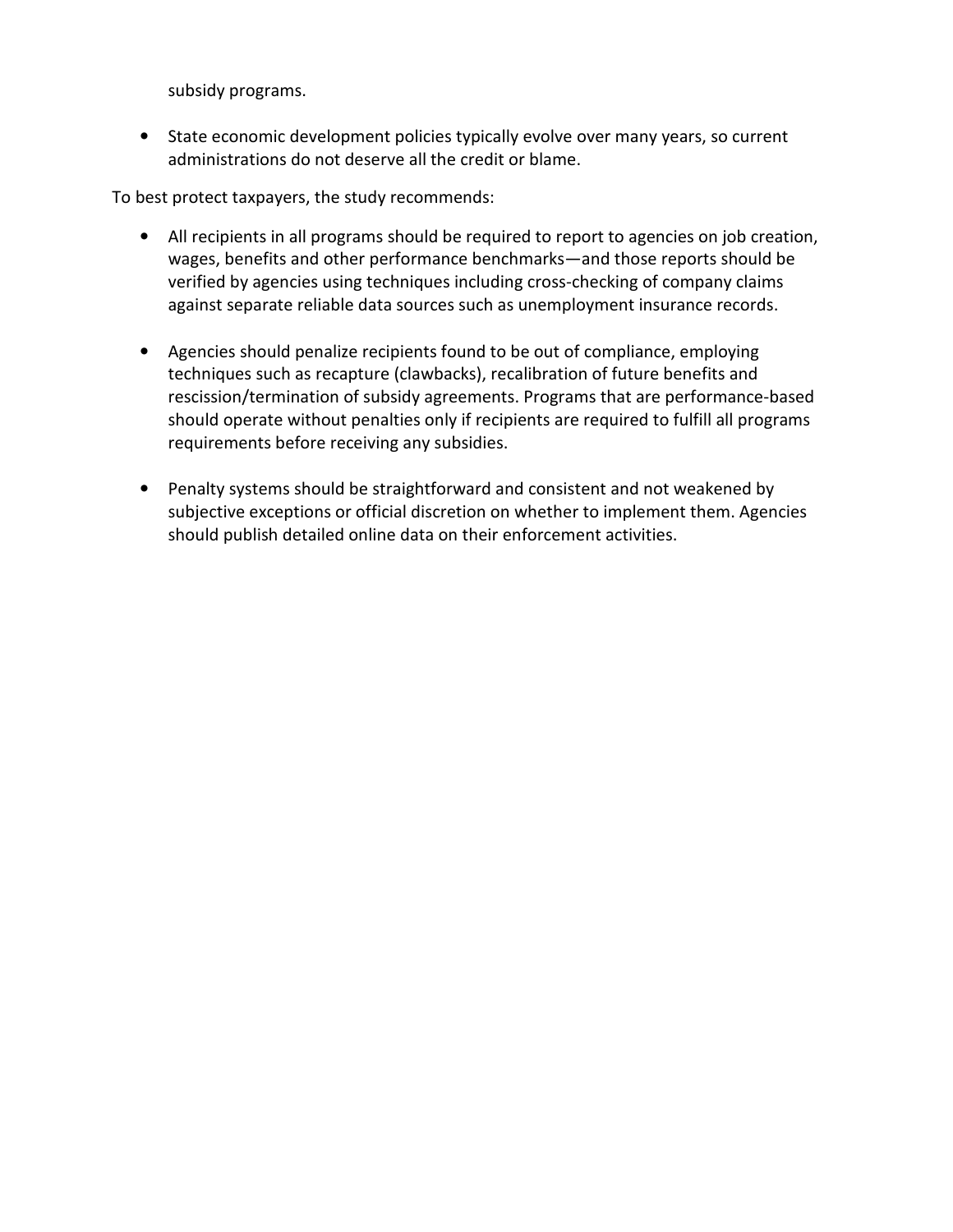subsidy programs.

- State economic development policies typically evolve over many years, so current administrations do not deserve all the credit or blame.

To best protect taxpayers, the study recommends:

- All recipients in all programs should be required to report to agencies on job creation, wages, benefits and other performance benchmarks—and those reports should be verified by agencies using techniques including cross-checking of company claims against separate reliable data sources such as unemployment insurance records.

- Agencies should penalize recipients found to be out of compliance, employing techniques such as recapture (clawbacks), recalibration of future benefits and rescission/termination of subsidy agreements. Programs that are performance-based should operate without penalties only if recipients are required to fulfill all programs requirements before receiving any subsidies.

- Penalty systems should be straightforward and consistent and not weakened by subjective exceptions or official discretion on whether to implement them. Agencies should publish detailed online data on their enforcement activities.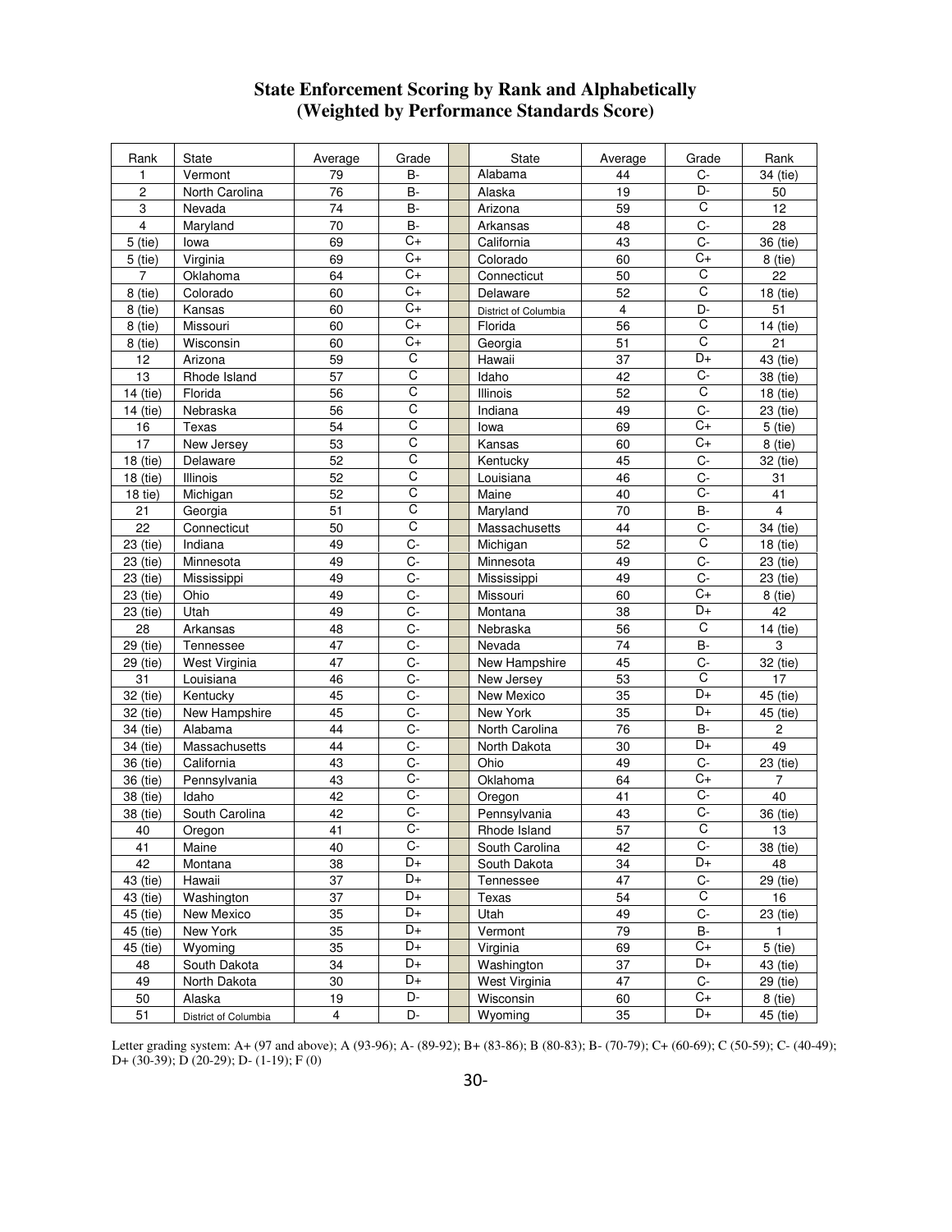# State Enforcement Scoring by Rank and Alphabetically (Weighted by Performance Standards Score)

| Rank | State | Average | Grade | | State | Average | Grade | Rank |
|---|---|---|---|---|---|---|---|---|
| 1 | Vermont | 79 | B- | | Alabama | 44 | C- | 34 (tie) |
| 2 | North Carolina | 76 | B- | | Alaska | 19 | D- | 50 |
| 3 | Nevada | 74 | B- | | Arizona | 59 | C | 12 |
| 4 | Maryland | 70 | B- | | Arkansas | 48 | C- | 28 |
| 5 (tie) | Iowa | 69 | C+ | | California | 43 | C- | 36 (tie) |
| 5 (tie) | Virginia | 69 | C+ | | Colorado | 60 | C+ | 8 (tie) |
| 7 | Oklahoma | 64 | C+ | | Connecticut | 50 | C | 22 |
| 8 (tie) | Colorado | 60 | C+ | | Delaware | 52 | C | 18 (tie) |
| 8 (tie) | Kansas | 60 | C+ | | District of Columbia | 4 | D- | 51 |
| 8 (tie) | Missouri | 60 | C+ | | Florida | 56 | C | 14 (tie) |
| 8 (tie) | Wisconsin | 60 | C+ | | Georgia | 51 | C | 21 |
| 12 | Arizona | 59 | C | | Hawaii | 37 | D+ | 43 (tie) |
| 13 | Rhode Island | 57 | C | | Idaho | 42 | C- | 38 (tie) |
| 14 (tie) | Florida | 56 | C | | Illinois | 52 | C | 18 (tie) |
| 14 (tie) | Nebraska | 56 | C | | Indiana | 49 | C- | 23 (tie) |
| 16 | Texas | 54 | C | | Iowa | 69 | C+ | 5 (tie) |
| 17 | New Jersey | 53 | C | | Kansas | 60 | C+ | 8 (tie) |
| 18 (tie) | Delaware | 52 | C | | Kentucky | 45 | C- | 32 (tie) |
| 18 (tie) | Illinois | 52 | C | | Louisiana | 46 | C- | 31 |
| 18 tie) | Michigan | 52 | C | | Maine | 40 | C- | 41 |
| 21 | Georgia | 51 | C | | Maryland | 70 | B- | 4 |
| 22 | Connecticut | 50 | C | | Massachusetts | 44 | C- | 34 (tie) |
| 23 (tie) | Indiana | 49 | C- | | Michigan | 52 | C | 18 (tie) |
| 23 (tie) | Minnesota | 49 | C- | | Minnesota | 49 | C- | 23 (tie) |
| 23 (tie) | Mississippi | 49 | C- | | Mississippi | 49 | C- | 23 (tie) |
| 23 (tie) | Ohio | 49 | C- | | Missouri | 60 | C+ | 8 (tie) |
| 23 (tie) | Utah | 49 | C- | | Montana | 38 | D+ | 42 |
| 28 | Arkansas | 48 | C- | | Nebraska | 56 | C | 14 (tie) |
| 29 (tie) | Tennessee | 47 | C- | | Nevada | 74 | B- | 3 |
| 29 (tie) | West Virginia | 47 | C- | | New Hampshire | 45 | C- | 32 (tie) |
| 31 | Louisiana | 46 | C- | | New Jersey | 53 | C | 17 |
| 32 (tie) | Kentucky | 45 | C- | | New Mexico | 35 | D+ | 45 (tie) |
| 32 (tie) | New Hampshire | 45 | C- | | New York | 35 | D+ | 45 (tie) |
| 34 (tie) | Alabama | 44 | C- | | North Carolina | 76 | B- | 2 |
| 34 (tie) | Massachusetts | 44 | C- | | North Dakota | 30 | D+ | 49 |
| 36 (tie) | California | 43 | C- | | Ohio | 49 | C- | 23 (tie) |
| 36 (tie) | Pennsylvania | 43 | C- | | Oklahoma | 64 | C+ | 7 |
| 38 (tie) | Idaho | 42 | C- | | Oregon | 41 | C- | 40 |
| 38 (tie) | South Carolina | 42 | C- | | Pennsylvania | 43 | C- | 36 (tie) |
| 40 | Oregon | 41 | C- | | Rhode Island | 57 | C | 13 |
| 41 | Maine | 40 | C- | | South Carolina | 42 | C- | 38 (tie) |
| 42 | Montana | 38 | D+ | | South Dakota | 34 | D+ | 48 |
| 43 (tie) | Hawaii | 37 | D+ | | Tennessee | 47 | C- | 29 (tie) |
| 43 (tie) | Washington | 37 | D+ | | Texas | 54 | C | 16 |
| 45 (tie) | New Mexico | 35 | D+ | | Utah | 49 | C- | 23 (tie) |
| 45 (tie) | New York | 35 | D+ | | Vermont | 79 | B- | 1 |
| 45 (tie) | Wyoming | 35 | D+ | | Virginia | 69 | C+ | 5 (tie) |
| 48 | South Dakota | 34 | D+ | | Washington | 37 | D+ | 43 (tie) |
| 49 | North Dakota | 30 | D+ | | West Virginia | 47 | C- | 29 (tie) |
| 50 | Alaska | 19 | D- | | Wisconsin | 60 | C+ | 8 (tie) |
| 51 | District of Columbia | 4 | D- | | Wyoming | 35 | D+ | 45 (tie) |

Letter grading system: A+ (97 and above); A (93-96); A- (89-92); B+ (83-86); B (80-83); B- (70-79); C+ (60-69); C (50-59); C- (40-49); D+ (30-39); D (20-29); D- (1-19); F (0)